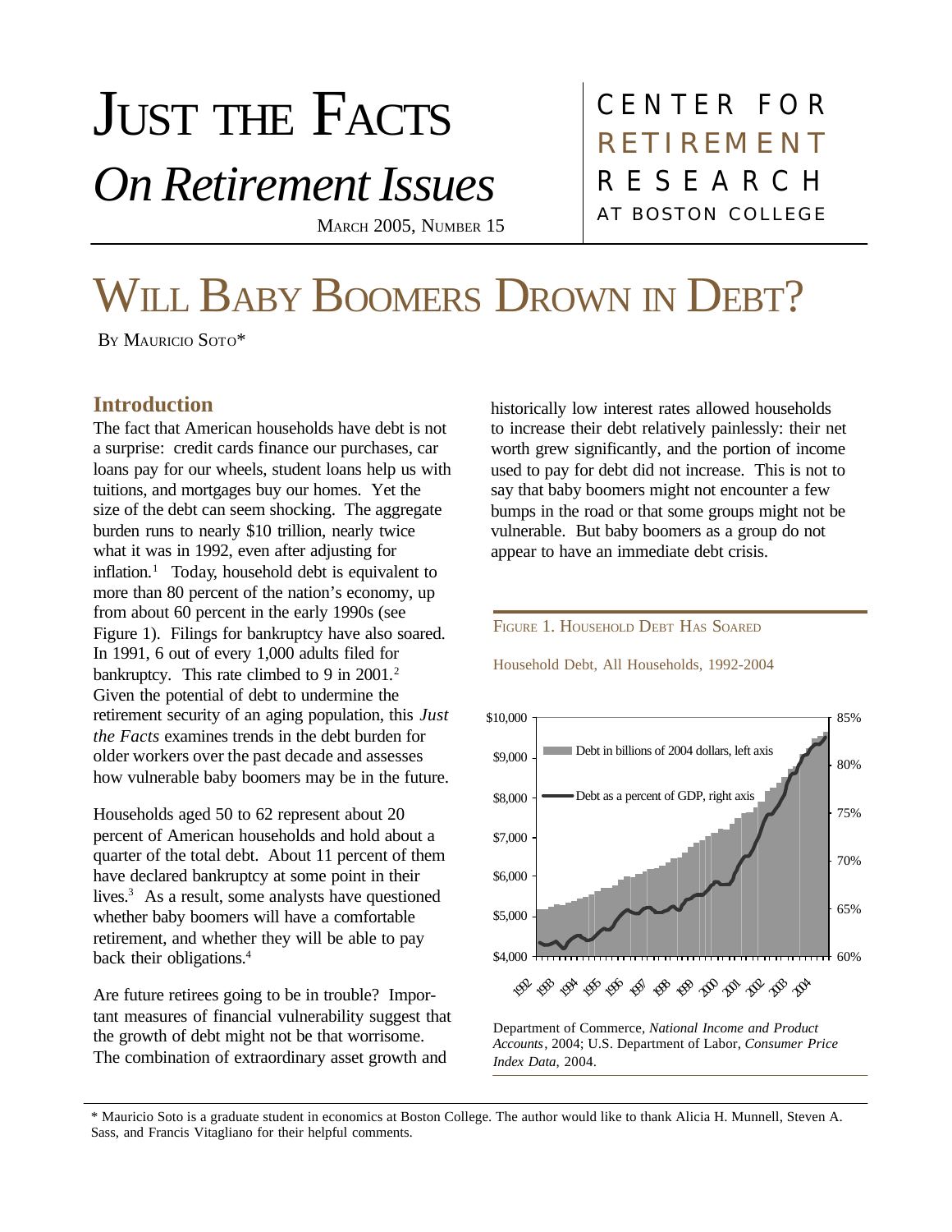# Just the Facts *On Retirement Issues*

March 2005, Number 15

CENTER FOR RETIREMENT RESEARCH AT BOSTON COLLEGE

# Will Baby Boomers Drown in Debt?

By Mauricio Soto*

## Introduction

The fact that American households have debt is not a surprise: credit cards finance our purchases, car loans pay for our wheels, student loans help us with tuitions, and mortgages buy our homes. Yet the size of the debt can seem shocking. The aggregate burden runs to nearly $10 trillion, nearly twice what it was in 1992, even after adjusting for inflation.[1] Today, household debt is equivalent to more than 80 percent of the nation's economy, up from about 60 percent in the early 1990s (see Figure 1). Filings for bankruptcy have also soared. In 1991, 6 out of every 1,000 adults filed for bankruptcy. This rate climbed to 9 in 2001.[2] Given the potential of debt to undermine the retirement security of an aging population, this *Just the Facts* examines trends in the debt burden for older workers over the past decade and assesses how vulnerable baby boomers may be in the future.

Households aged 50 to 62 represent about 20 percent of American households and hold about a quarter of the total debt. About 11 percent of them have declared bankruptcy at some point in their lives.[3] As a result, some analysts have questioned whether baby boomers will have a comfortable retirement, and whether they will be able to pay back their obligations.[4]

Are future retirees going to be in trouble? Important measures of financial vulnerability suggest that the growth of debt might not be that worrisome. The combination of extraordinary asset growth and historically low interest rates allowed households to increase their debt relatively painlessly: their net worth grew significantly, and the portion of income used to pay for debt did not increase. This is not to say that baby boomers might not encounter a few bumps in the road or that some groups might not be vulnerable. But baby boomers as a group do not appear to have an immediate debt crisis.

Figure 1. Household Debt Has Soared

Household Debt, All Households, 1992-2004

Department of Commerce, *National Income and Product Accounts*, 2004; U.S. Department of Labor, *Consumer Price Index Data*, 2004.

\* Mauricio Soto is a graduate student in economics at Boston College. The author would like to thank Alicia H. Munnell, Steven A. Sass, and Francis Vitagliano for their helpful comments.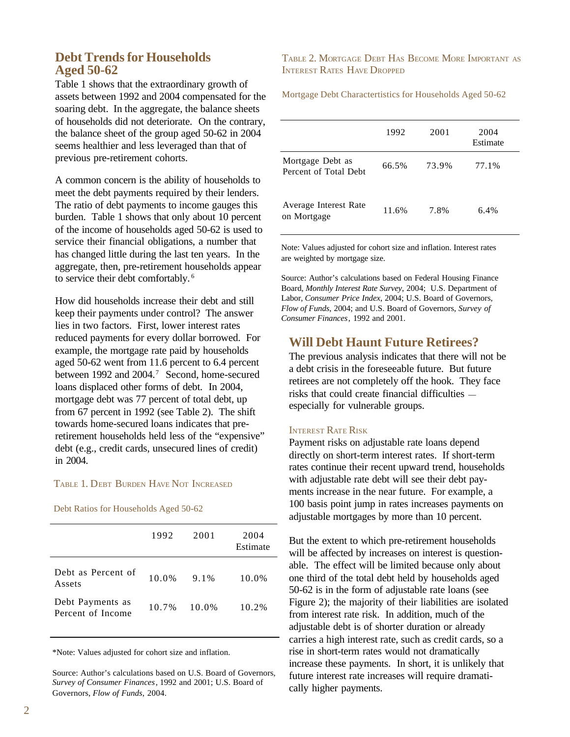## Debt Trends for Households Aged 50-62

Table 1 shows that the extraordinary growth of assets between 1992 and 2004 compensated for the soaring debt. In the aggregate, the balance sheets of households did not deteriorate. On the contrary, the balance sheet of the group aged 50-62 in 2004 seems healthier and less leveraged than that of previous pre-retirement cohorts.

A common concern is the ability of households to meet the debt payments required by their lenders. The ratio of debt payments to income gauges this burden. Table 1 shows that only about 10 percent of the income of households aged 50-62 is used to service their financial obligations, a number that has changed little during the last ten years. In the aggregate, then, pre-retirement households appear to service their debt comfortably.[6]

How did households increase their debt and still keep their payments under control? The answer lies in two factors. First, lower interest rates reduced payments for every dollar borrowed. For example, the mortgage rate paid by households aged 50-62 went from 11.6 percent to 6.4 percent between 1992 and 2004.[7] Second, home-secured loans displaced other forms of debt. In 2004, mortgage debt was 77 percent of total debt, up from 67 percent in 1992 (see Table 2). The shift towards home-secured loans indicates that pre-retirement households held less of the "expensive" debt (e.g., credit cards, unsecured lines of credit) in 2004.

Table 1. Debt Burden Have Not Increased

Debt Ratios for Households Aged 50-62

| | 1992 | 2001 | 2004 Estimate |
|---|---|---|---|
| Debt as Percent of Assets | 10.0% | 9.1% | 10.0% |
| Debt Payments as Percent of Income | 10.7% | 10.0% | 10.2% |

*Note: Values adjusted for cohort size and inflation.

Source: Author's calculations based on U.S. Board of Governors, *Survey of Consumer Finances*, 1992 and 2001; U.S. Board of Governors, *Flow of Funds*, 2004.

Table 2. Mortgage Debt Has Become More Important as Interest Rates Have Dropped

Mortgage Debt Charactertistics for Households Aged 50-62

| | 1992 | 2001 | 2004 Estimate |
|---|---|---|---|
| Mortgage Debt as Percent of Total Debt | 66.5% | 73.9% | 77.1% |
| Average Interest Rate on Mortgage | 11.6% | 7.8% | 6.4% |

Note: Values adjusted for cohort size and inflation. Interest rates are weighted by mortgage size.

Source: Author's calculations based on Federal Housing Finance Board, *Monthly Interest Rate Survey*, 2004; U.S. Department of Labor, *Consumer Price Index*, 2004; U.S. Board of Governors, *Flow of Funds*, 2004; and U.S. Board of Governors, *Survey of Consumer Finances*, 1992 and 2001.

## Will Debt Haunt Future Retirees?

The previous analysis indicates that there will not be a debt crisis in the foreseeable future. But future retirees are not completely off the hook. They face risks that could create financial difficulties — especially for vulnerable groups.

### Interest Rate Risk

Payment risks on adjustable rate loans depend directly on short-term interest rates. If short-term rates continue their recent upward trend, households with adjustable rate debt will see their debt payments increase in the near future. For example, a 100 basis point jump in rates increases payments on adjustable mortgages by more than 10 percent.

But the extent to which pre-retirement households will be affected by increases on interest is questionable. The effect will be limited because only about one third of the total debt held by households aged 50-62 is in the form of adjustable rate loans (see Figure 2); the majority of their liabilities are isolated from interest rate risk. In addition, much of the adjustable debt is of shorter duration or already carries a high interest rate, such as credit cards, so a rise in short-term rates would not dramatically increase these payments. In short, it is unlikely that future interest rate increases will require dramatically higher payments.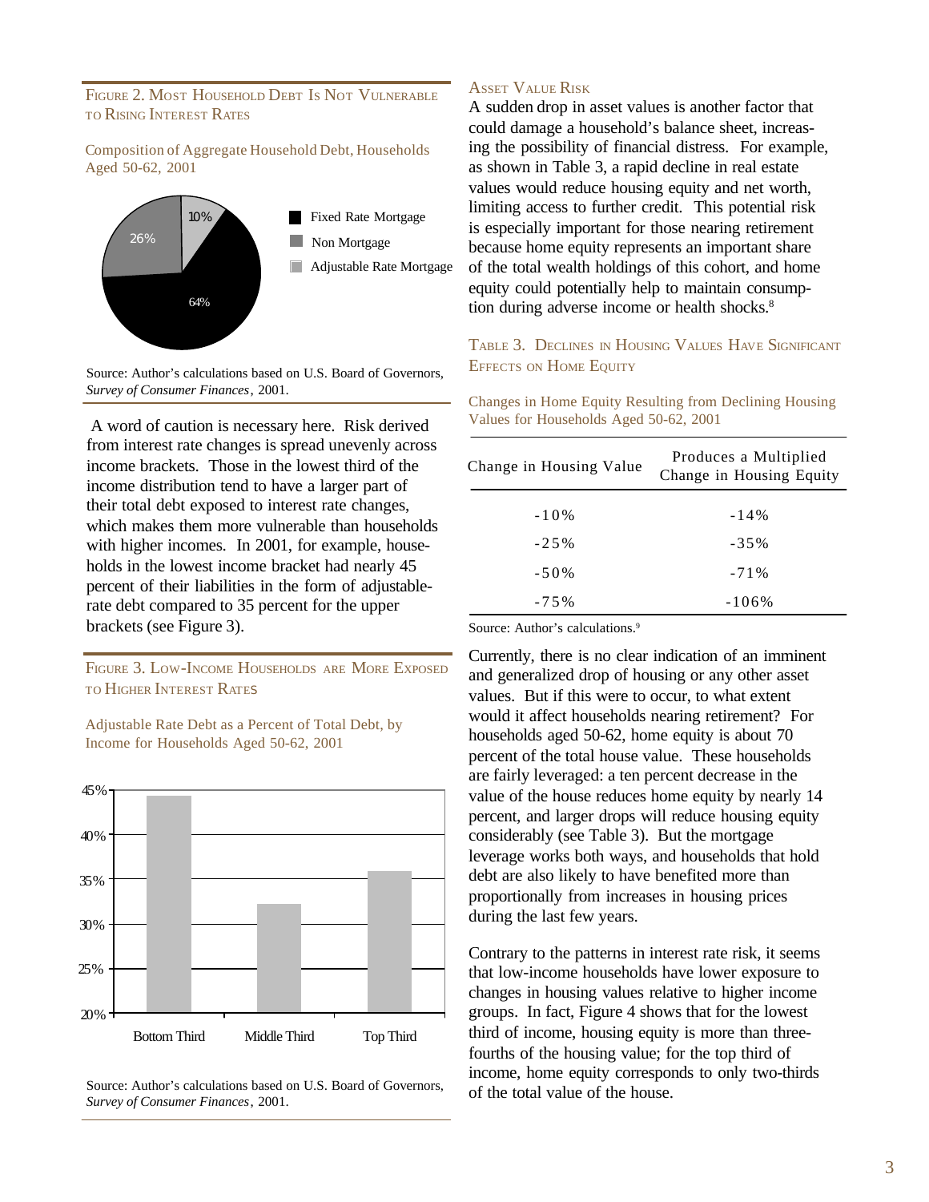## Figure 2. Most Household Debt Is Not Vulnerable to Rising Interest Rates

Composition of Aggregate Household Debt, Households Aged 50-62, 2001

- Fixed Rate Mortgage: 64%
- Non Mortgage: 26%
- Adjustable Rate Mortgage: 10%

Source: Author's calculations based on U.S. Board of Governors, *Survey of Consumer Finances*, 2001.

A word of caution is necessary here. Risk derived from interest rate changes is spread unevenly across income brackets. Those in the lowest third of the income distribution tend to have a larger part of their total debt exposed to interest rate changes, which makes them more vulnerable than households with higher incomes. In 2001, for example, households in the lowest income bracket had nearly 45 percent of their liabilities in the form of adjustable-rate debt compared to 35 percent for the upper brackets (see Figure 3).

## Figure 3. Low-Income Households are More Exposed to Higher Interest Rates

Adjustable Rate Debt as a Percent of Total Debt, by Income for Households Aged 50-62, 2001

(Bar chart: Bottom Third, Middle Third, Top Third; vertical axis 20%–45%)

Source: Author's calculations based on U.S. Board of Governors, *Survey of Consumer Finances*, 2001.

## Asset Value Risk

A sudden drop in asset values is another factor that could damage a household's balance sheet, increasing the possibility of financial distress. For example, as shown in Table 3, a rapid decline in real estate values would reduce housing equity and net worth, limiting access to further credit. This potential risk is especially important for those nearing retirement because home equity represents an important share of the total wealth holdings of this cohort, and home equity could potentially help to maintain consumption during adverse income or health shocks.[8]

## Table 3. Declines in Housing Values Have Significant Effects on Home Equity

Changes in Home Equity Resulting from Declining Housing Values for Households Aged 50-62, 2001

| Change in Housing Value | Produces a Multiplied Change in Housing Equity |
|---|---|
| -10% | -14% |
| -25% | -35% |
| -50% | -71% |
| -75% | -106% |

Source: Author's calculations.[9]

Currently, there is no clear indication of an imminent and generalized drop of housing or any other asset values. But if this were to occur, to what extent would it affect households nearing retirement? For households aged 50-62, home equity is about 70 percent of the total house value. These households are fairly leveraged: a ten percent decrease in the value of the house reduces home equity by nearly 14 percent, and larger drops will reduce housing equity considerably (see Table 3). But the mortgage leverage works both ways, and households that hold debt are also likely to have benefited more than proportionally from increases in housing prices during the last few years.

Contrary to the patterns in interest rate risk, it seems that low-income households have lower exposure to changes in housing values relative to higher income groups. In fact, Figure 4 shows that for the lowest third of income, housing equity is more than three-fourths of the housing value; for the top third of income, home equity corresponds to only two-thirds of the total value of the house.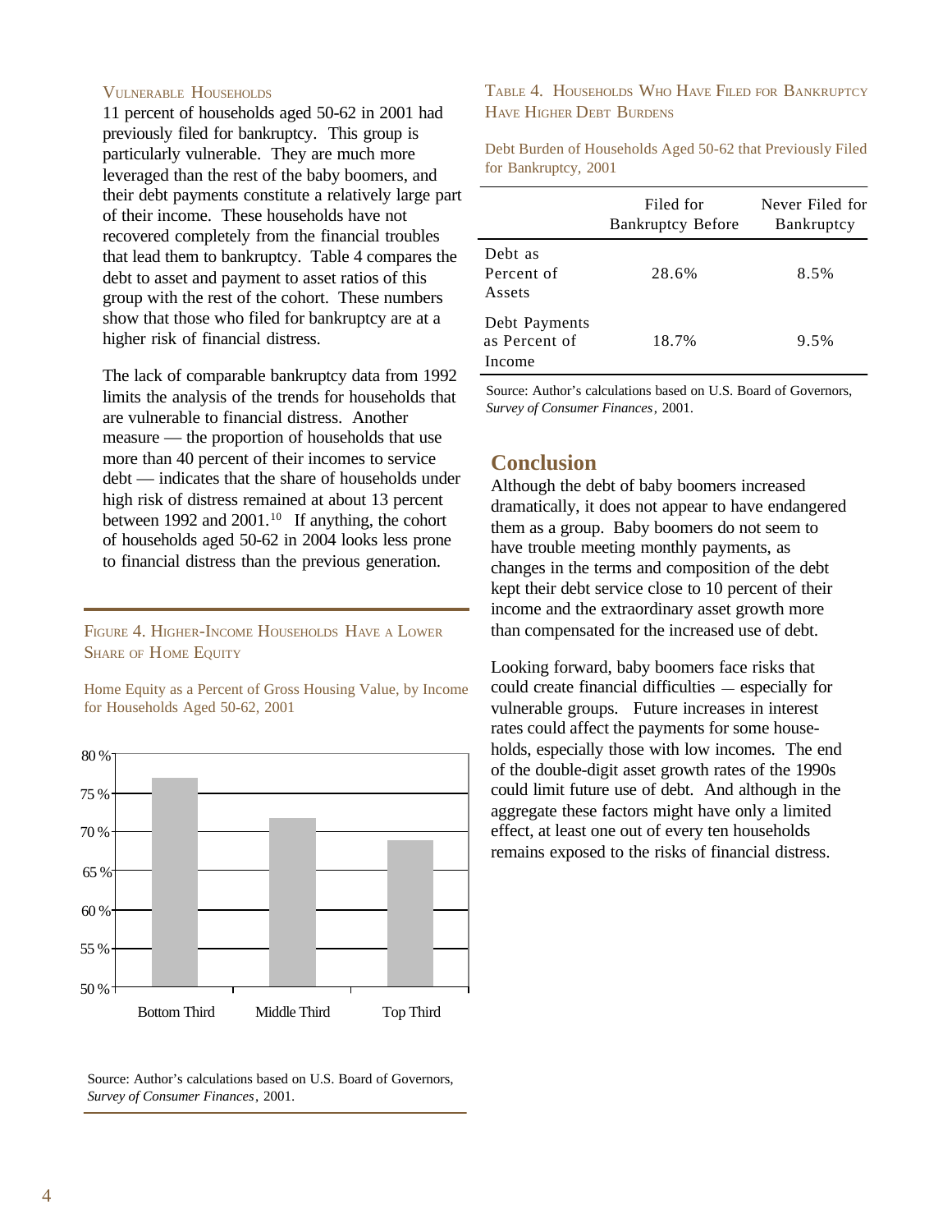### Vulnerable Households

11 percent of households aged 50-62 in 2001 had previously filed for bankruptcy. This group is particularly vulnerable. They are much more leveraged than the rest of the baby boomers, and their debt payments constitute a relatively large part of their income. These households have not recovered completely from the financial troubles that lead them to bankruptcy. Table 4 compares the debt to asset and payment to asset ratios of this group with the rest of the cohort. These numbers show that those who filed for bankruptcy are at a higher risk of financial distress.

The lack of comparable bankruptcy data from 1992 limits the analysis of the trends for households that are vulnerable to financial distress. Another measure — the proportion of households that use more than 40 percent of their incomes to service debt — indicates that the share of households under high risk of distress remained at about 13 percent between 1992 and 2001.[10] If anything, the cohort of households aged 50-62 in 2004 looks less prone to financial distress than the previous generation.

Figure 4. Higher-Income Households Have a Lower Share of Home Equity

Home Equity as a Percent of Gross Housing Value, by Income for Households Aged 50-62, 2001

Source: Author's calculations based on U.S. Board of Governors, *Survey of Consumer Finances*, 2001.

Table 4. Households Who Have Filed for Bankruptcy Have Higher Debt Burdens

Debt Burden of Households Aged 50-62 that Previously Filed for Bankruptcy, 2001

| | Filed for Bankruptcy Before | Never Filed for Bankruptcy |
|---|---|---|
| Debt as Percent of Assets | 28.6% | 8.5% |
| Debt Payments as Percent of Income | 18.7% | 9.5% |

Source: Author's calculations based on U.S. Board of Governors, *Survey of Consumer Finances*, 2001.

## Conclusion

Although the debt of baby boomers increased dramatically, it does not appear to have endangered them as a group. Baby boomers do not seem to have trouble meeting monthly payments, as changes in the terms and composition of the debt kept their debt service close to 10 percent of their income and the extraordinary asset growth more than compensated for the increased use of debt.

Looking forward, baby boomers face risks that could create financial difficulties — especially for vulnerable groups. Future increases in interest rates could affect the payments for some households, especially those with low incomes. The end of the double-digit asset growth rates of the 1990s could limit future use of debt. And although in the aggregate these factors might have only a limited effect, at least one out of every ten households remains exposed to the risks of financial distress.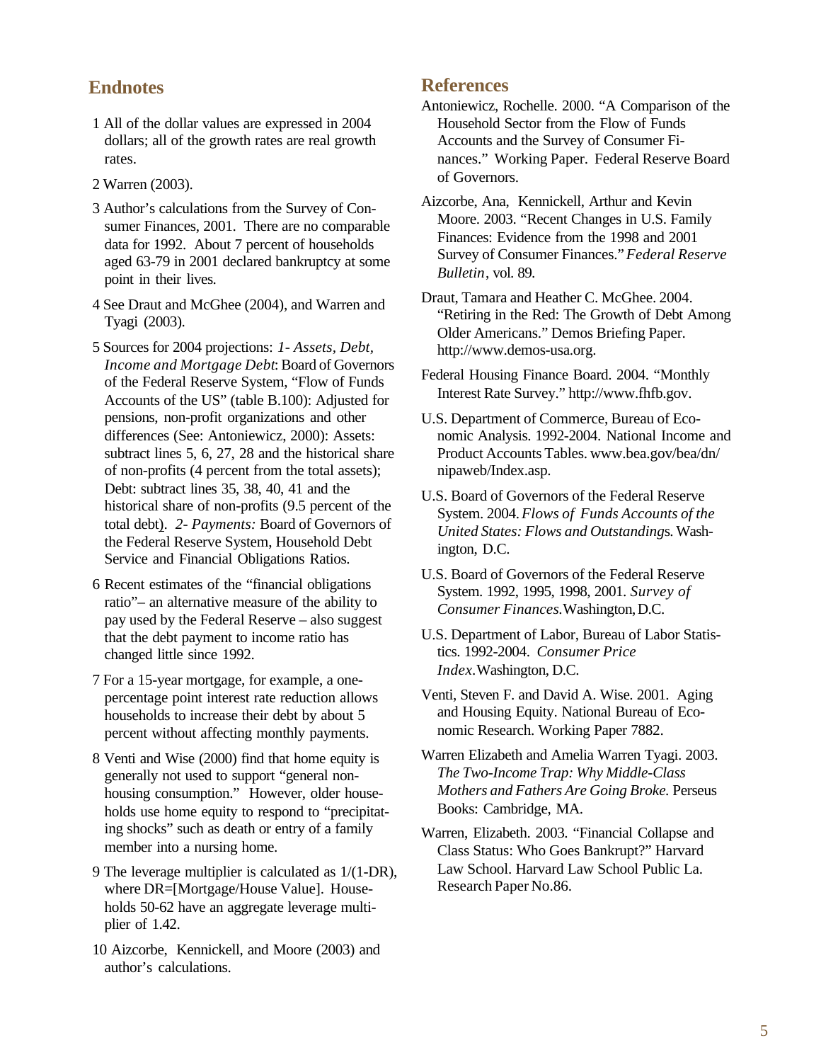## Endnotes

1 All of the dollar values are expressed in 2004 dollars; all of the growth rates are real growth rates.

2 Warren (2003).

3 Author's calculations from the Survey of Consumer Finances, 2001. There are no comparable data for 1992. About 7 percent of households aged 63-79 in 2001 declared bankruptcy at some point in their lives.

4 See Draut and McGhee (2004), and Warren and Tyagi (2003).

5 Sources for 2004 projections: *1- Assets, Debt, Income and Mortgage Debt*: Board of Governors of the Federal Reserve System, "Flow of Funds Accounts of the US" (table B.100): Adjusted for pensions, non-profit organizations and other differences (See: Antoniewicz, 2000): Assets: subtract lines 5, 6, 27, 28 and the historical share of non-profits (4 percent from the total assets); Debt: subtract lines 35, 38, 40, 41 and the historical share of non-profits (9.5 percent of the total debt). *2- Payments:* Board of Governors of the Federal Reserve System, Household Debt Service and Financial Obligations Ratios.

6 Recent estimates of the "financial obligations ratio"– an alternative measure of the ability to pay used by the Federal Reserve – also suggest that the debt payment to income ratio has changed little since 1992.

7 For a 15-year mortgage, for example, a one-percentage point interest rate reduction allows households to increase their debt by about 5 percent without affecting monthly payments.

8 Venti and Wise (2000) find that home equity is generally not used to support "general non-housing consumption." However, older households use home equity to respond to "precipitating shocks" such as death or entry of a family member into a nursing home.

9 The leverage multiplier is calculated as $1/(1-DR)$, where $DR=[\text{Mortgage}/\text{House Value}]$. Households 50-62 have an aggregate leverage multiplier of 1.42.

10 Aizcorbe, Kennickell, and Moore (2003) and author's calculations.

## References

Antoniewicz, Rochelle. 2000. "A Comparison of the Household Sector from the Flow of Funds Accounts and the Survey of Consumer Finances." Working Paper. Federal Reserve Board of Governors.

Aizcorbe, Ana, Kennickell, Arthur and Kevin Moore. 2003. "Recent Changes in U.S. Family Finances: Evidence from the 1998 and 2001 Survey of Consumer Finances." *Federal Reserve Bulletin*, vol. 89.

Draut, Tamara and Heather C. McGhee. 2004. "Retiring in the Red: The Growth of Debt Among Older Americans." Demos Briefing Paper. http://www.demos-usa.org.

Federal Housing Finance Board. 2004. "Monthly Interest Rate Survey." http://www.fhfb.gov.

U.S. Department of Commerce, Bureau of Economic Analysis. 1992-2004. National Income and Product Accounts Tables. www.bea.gov/bea/dn/nipaweb/Index.asp.

U.S. Board of Governors of the Federal Reserve System. 2004. *Flows of Funds Accounts of the United States: Flows and Outstandings*. Washington, D.C.

U.S. Board of Governors of the Federal Reserve System. 1992, 1995, 1998, 2001. *Survey of Consumer Finances.* Washington, D.C.

U.S. Department of Labor, Bureau of Labor Statistics. 1992-2004. *Consumer Price Index*. Washington, D.C.

Venti, Steven F. and David A. Wise. 2001. Aging and Housing Equity. National Bureau of Economic Research. Working Paper 7882.

Warren Elizabeth and Amelia Warren Tyagi. 2003. *The Two-Income Trap: Why Middle-Class Mothers and Fathers Are Going Broke.* Perseus Books: Cambridge, MA.

Warren, Elizabeth. 2003. "Financial Collapse and Class Status: Who Goes Bankrupt?" Harvard Law School. Harvard Law School Public La. Research Paper No.86.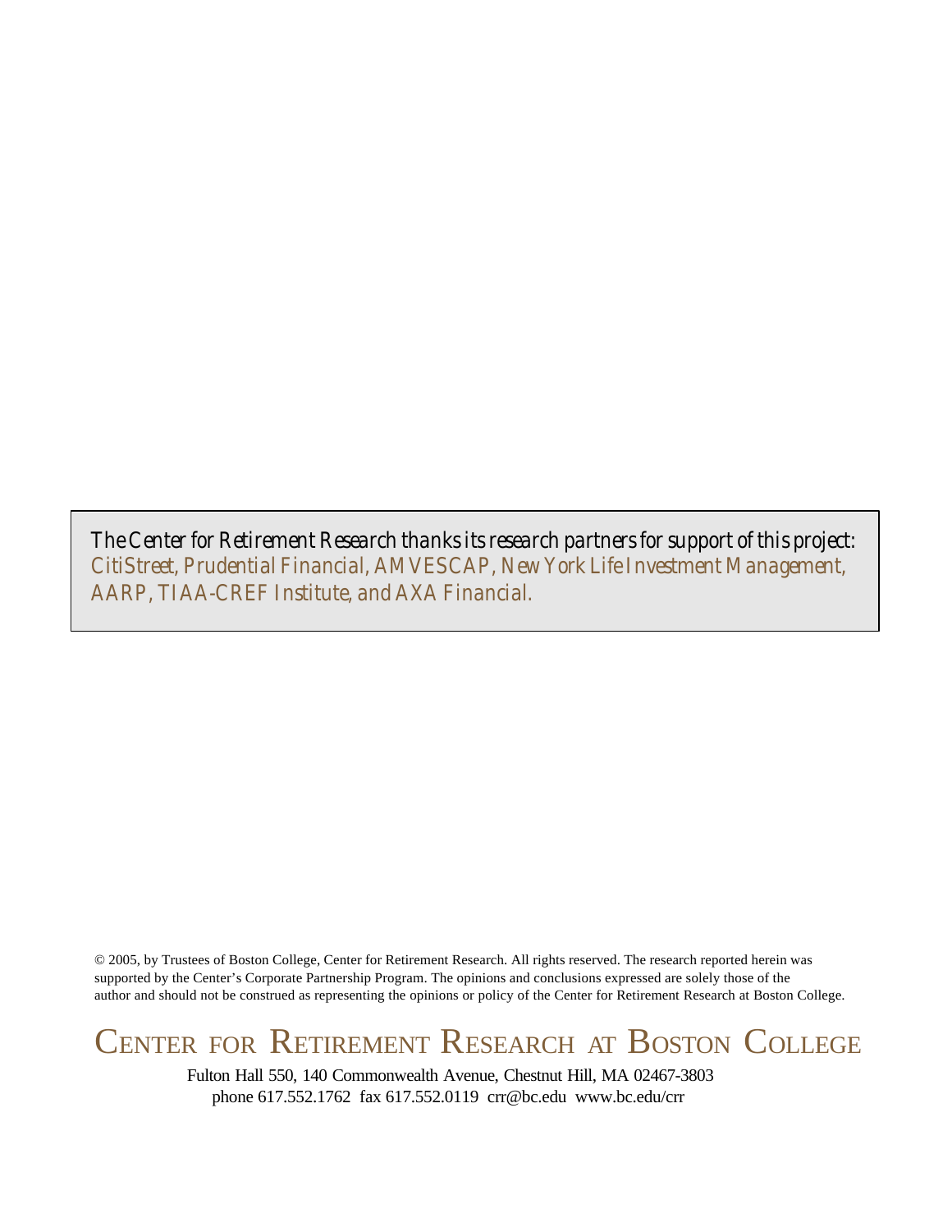*The Center for Retirement Research thanks its research partners for support of this project: CitiStreet, Prudential Financial, AMVESCAP, New York Life Investment Management, AARP, TIAA-CREF Institute, and AXA Financial.*

© 2005, by Trustees of Boston College, Center for Retirement Research. All rights reserved. The research reported herein was supported by the Center's Corporate Partnership Program. The opinions and conclusions expressed are solely those of the author and should not be construed as representing the opinions or policy of the Center for Retirement Research at Boston College.

# Center for Retirement Research at Boston College

Fulton Hall 550, 140 Commonwealth Avenue, Chestnut Hill, MA 02467-3803
phone 617.552.1762 fax 617.552.0119 crr@bc.edu www.bc.edu/crr